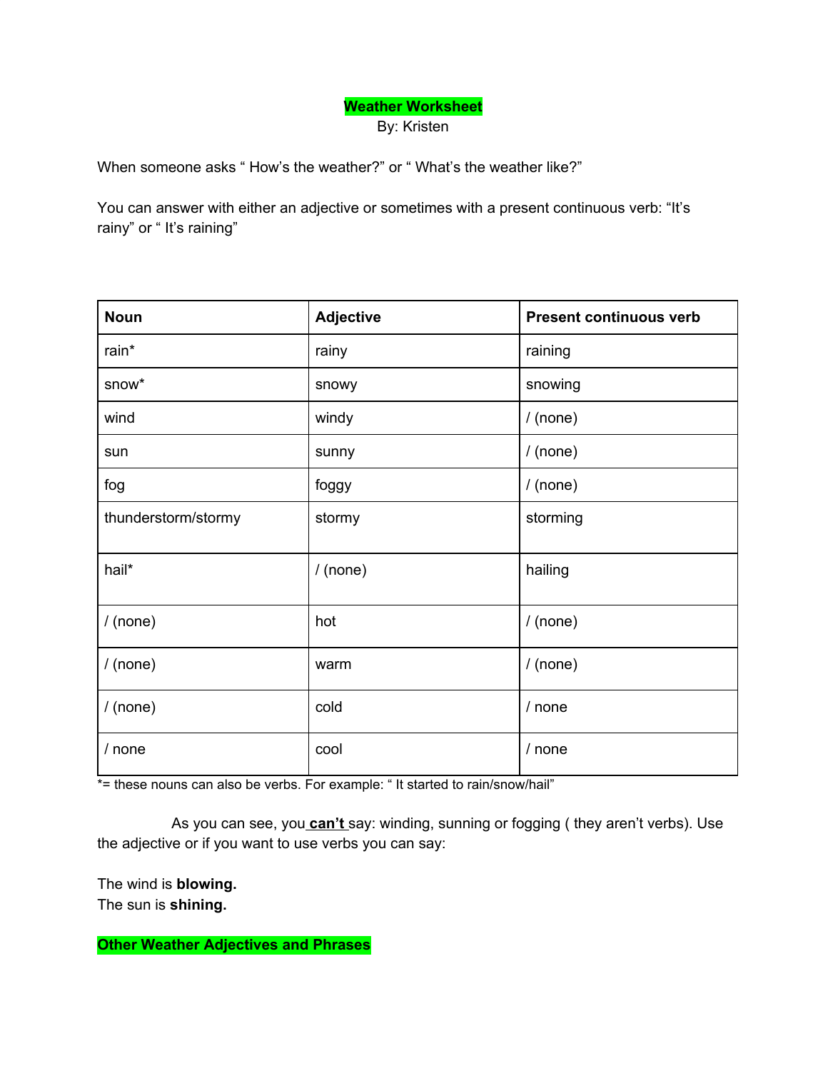# Weather Worksheet

By: Kristen

When someone asks " How's the weather?" or " What's the weather like?"

You can answer with either an adjective or sometimes with a present continuous verb: "It's rainy" or " It's raining"

| Noun | Adjective | Present continuous verb |
|---|---|---|
| rain* | rainy | raining |
| snow* | snowy | snowing |
| wind | windy | / (none) |
| sun | sunny | / (none) |
| fog | foggy | / (none) |
| thunderstorm/stormy | stormy | storming |
| hail* | / (none) | hailing |
| / (none) | hot | / (none) |
| / (none) | warm | / (none) |
| / (none) | cold | / none |
| / none | cool | / none |

*= these nouns can also be verbs. For example: " It started to rain/snow/hail"

As you can see, you **can't** say: winding, sunning or fogging ( they aren't verbs). Use the adjective or if you want to use verbs you can say:

The wind is **blowing.**
The sun is **shining.**

## Other Weather Adjectives and Phrases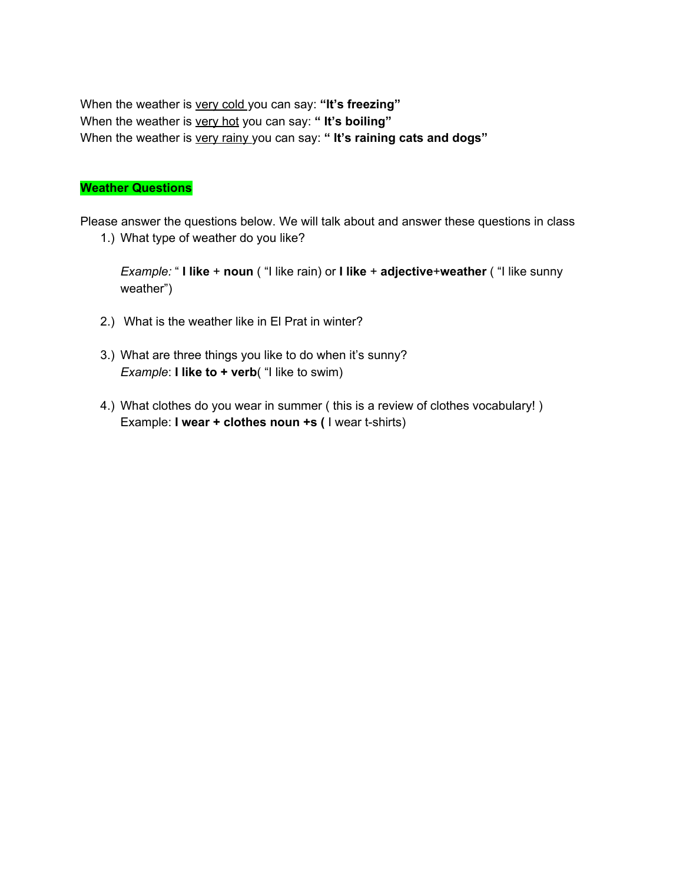When the weather is <u>very cold</u> you can say: **"It's freezing"**
When the weather is <u>very hot</u> you can say: **" It's boiling"**
When the weather is <u>very rainy</u> you can say: **" It's raining cats and dogs"**

## Weather Questions

Please answer the questions below. We will talk about and answer these questions in class

1.) What type of weather do you like?

    *Example:* " **I like** + **noun** ( "I like rain) or **I like** + **adjective**+**weather** ( "I like sunny weather")

2.) What is the weather like in El Prat in winter?

3.) What are three things you like to do when it's sunny?
    *Example*: **I like to + verb**( "I like to swim)

4.) What clothes do you wear in summer ( this is a review of clothes vocabulary! )
    Example: **I wear + clothes noun +s (** I wear t-shirts)